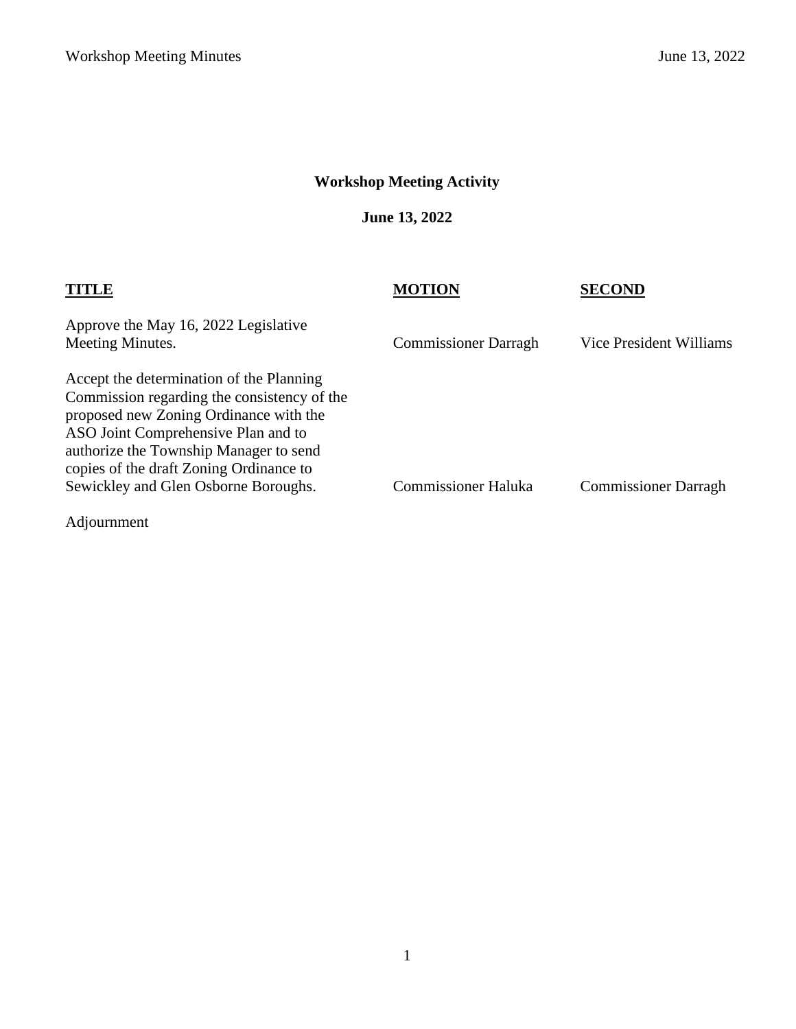**Workshop Meeting Activity**

**June 13, 2022**

| TITLE | MOTION | SECOND |
|---|---|---|
| Approve the May 16, 2022 Legislative Meeting Minutes. | Commissioner Darragh | Vice President Williams |
| Accept the determination of the Planning Commission regarding the consistency of the proposed new Zoning Ordinance with the ASO Joint Comprehensive Plan and to authorize the Township Manager to send copies of the draft Zoning Ordinance to Sewickley and Glen Osborne Boroughs. | Commissioner Haluka | Commissioner Darragh |
| Adjournment | | |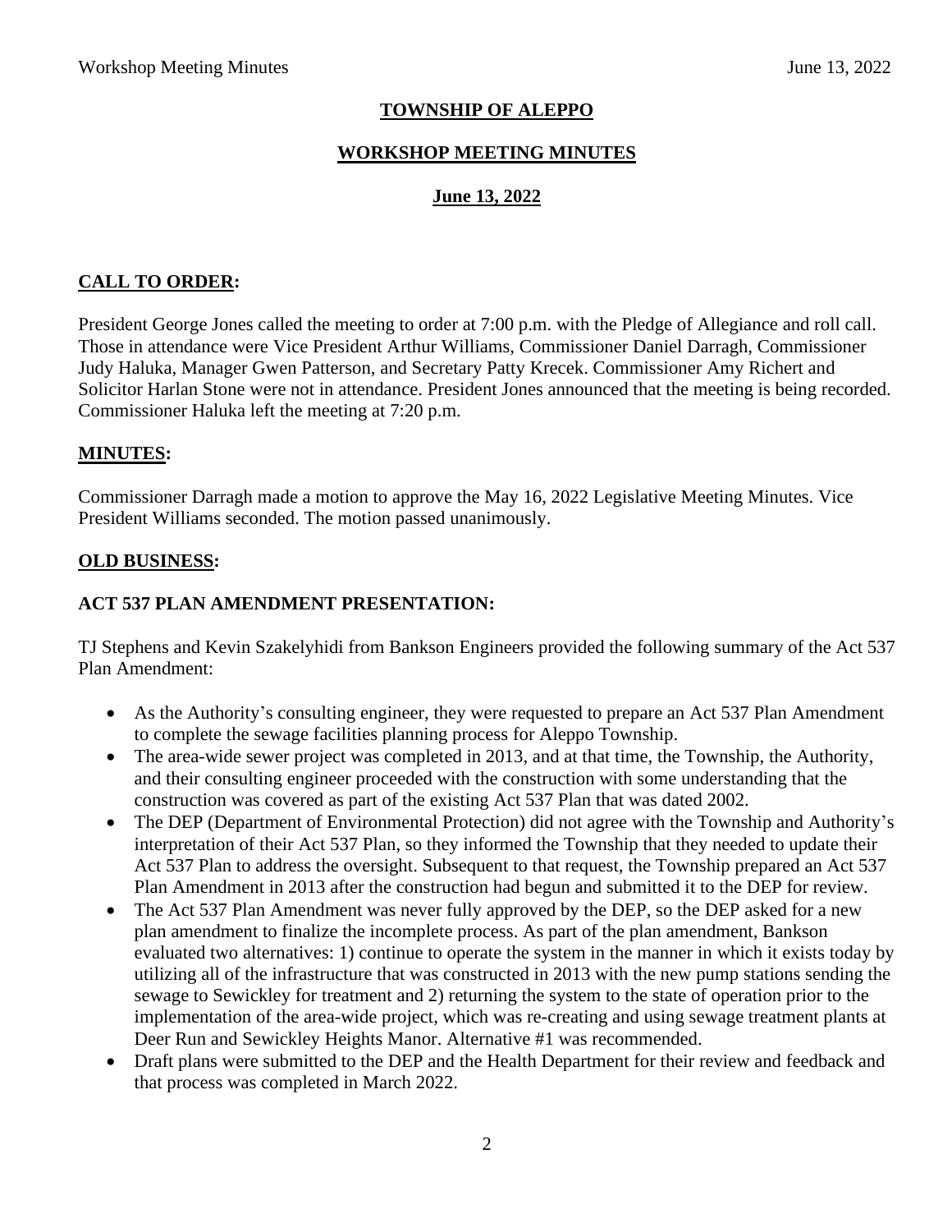# TOWNSHIP OF ALEPPO

## WORKSHOP MEETING MINUTES

## June 13, 2022

### CALL TO ORDER:

President George Jones called the meeting to order at 7:00 p.m. with the Pledge of Allegiance and roll call. Those in attendance were Vice President Arthur Williams, Commissioner Daniel Darragh, Commissioner Judy Haluka, Manager Gwen Patterson, and Secretary Patty Krecek. Commissioner Amy Richert and Solicitor Harlan Stone were not in attendance. President Jones announced that the meeting is being recorded. Commissioner Haluka left the meeting at 7:20 p.m.

### MINUTES:

Commissioner Darragh made a motion to approve the May 16, 2022 Legislative Meeting Minutes. Vice President Williams seconded. The motion passed unanimously.

### OLD BUSINESS:

### ACT 537 PLAN AMENDMENT PRESENTATION:

TJ Stephens and Kevin Szakelyhidi from Bankson Engineers provided the following summary of the Act 537 Plan Amendment:

- As the Authority's consulting engineer, they were requested to prepare an Act 537 Plan Amendment to complete the sewage facilities planning process for Aleppo Township.
- The area-wide sewer project was completed in 2013, and at that time, the Township, the Authority, and their consulting engineer proceeded with the construction with some understanding that the construction was covered as part of the existing Act 537 Plan that was dated 2002.
- The DEP (Department of Environmental Protection) did not agree with the Township and Authority's interpretation of their Act 537 Plan, so they informed the Township that they needed to update their Act 537 Plan to address the oversight. Subsequent to that request, the Township prepared an Act 537 Plan Amendment in 2013 after the construction had begun and submitted it to the DEP for review.
- The Act 537 Plan Amendment was never fully approved by the DEP, so the DEP asked for a new plan amendment to finalize the incomplete process. As part of the plan amendment, Bankson evaluated two alternatives: 1) continue to operate the system in the manner in which it exists today by utilizing all of the infrastructure that was constructed in 2013 with the new pump stations sending the sewage to Sewickley for treatment and 2) returning the system to the state of operation prior to the implementation of the area-wide project, which was re-creating and using sewage treatment plants at Deer Run and Sewickley Heights Manor. Alternative #1 was recommended.
- Draft plans were submitted to the DEP and the Health Department for their review and feedback and that process was completed in March 2022.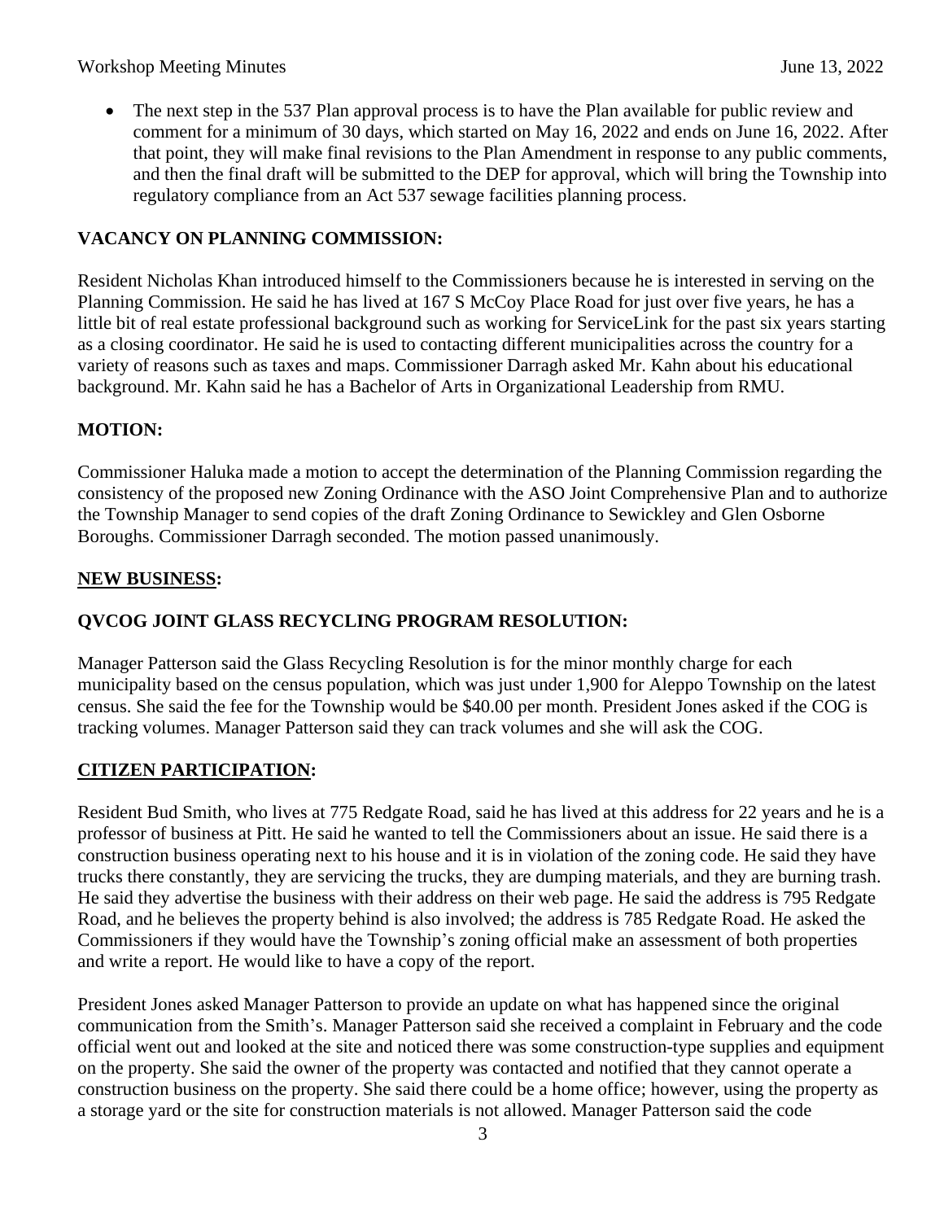- The next step in the 537 Plan approval process is to have the Plan available for public review and comment for a minimum of 30 days, which started on May 16, 2022 and ends on June 16, 2022. After that point, they will make final revisions to the Plan Amendment in response to any public comments, and then the final draft will be submitted to the DEP for approval, which will bring the Township into regulatory compliance from an Act 537 sewage facilities planning process.

**VACANCY ON PLANNING COMMISSION:**

Resident Nicholas Khan introduced himself to the Commissioners because he is interested in serving on the Planning Commission. He said he has lived at 167 S McCoy Place Road for just over five years, he has a little bit of real estate professional background such as working for ServiceLink for the past six years starting as a closing coordinator. He said he is used to contacting different municipalities across the country for a variety of reasons such as taxes and maps. Commissioner Darragh asked Mr. Kahn about his educational background. Mr. Kahn said he has a Bachelor of Arts in Organizational Leadership from RMU.

**MOTION:**

Commissioner Haluka made a motion to accept the determination of the Planning Commission regarding the consistency of the proposed new Zoning Ordinance with the ASO Joint Comprehensive Plan and to authorize the Township Manager to send copies of the draft Zoning Ordinance to Sewickley and Glen Osborne Boroughs. Commissioner Darragh seconded. The motion passed unanimously.

**NEW BUSINESS:**

**QVCOG JOINT GLASS RECYCLING PROGRAM RESOLUTION:**

Manager Patterson said the Glass Recycling Resolution is for the minor monthly charge for each municipality based on the census population, which was just under 1,900 for Aleppo Township on the latest census. She said the fee for the Township would be $40.00 per month. President Jones asked if the COG is tracking volumes. Manager Patterson said they can track volumes and she will ask the COG.

**CITIZEN PARTICIPATION:**

Resident Bud Smith, who lives at 775 Redgate Road, said he has lived at this address for 22 years and he is a professor of business at Pitt. He said he wanted to tell the Commissioners about an issue. He said there is a construction business operating next to his house and it is in violation of the zoning code. He said they have trucks there constantly, they are servicing the trucks, they are dumping materials, and they are burning trash. He said they advertise the business with their address on their web page. He said the address is 795 Redgate Road, and he believes the property behind is also involved; the address is 785 Redgate Road. He asked the Commissioners if they would have the Township's zoning official make an assessment of both properties and write a report. He would like to have a copy of the report.

President Jones asked Manager Patterson to provide an update on what has happened since the original communication from the Smith's. Manager Patterson said she received a complaint in February and the code official went out and looked at the site and noticed there was some construction-type supplies and equipment on the property. She said the owner of the property was contacted and notified that they cannot operate a construction business on the property. She said there could be a home office; however, using the property as a storage yard or the site for construction materials is not allowed. Manager Patterson said the code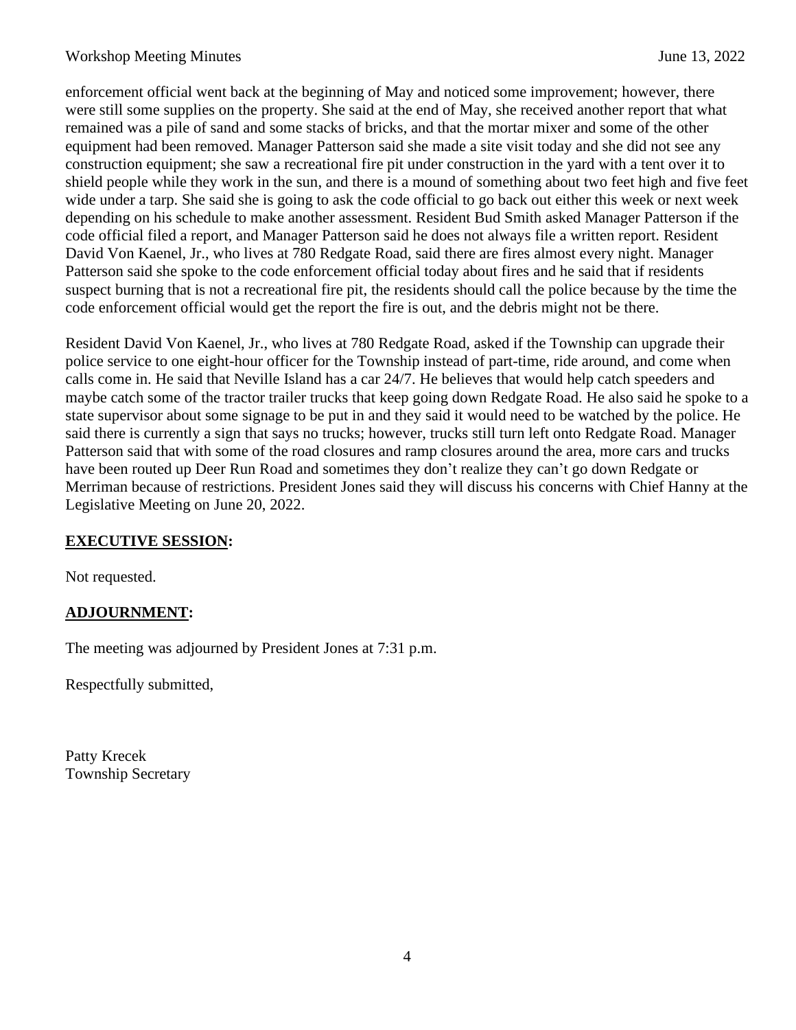enforcement official went back at the beginning of May and noticed some improvement; however, there were still some supplies on the property. She said at the end of May, she received another report that what remained was a pile of sand and some stacks of bricks, and that the mortar mixer and some of the other equipment had been removed. Manager Patterson said she made a site visit today and she did not see any construction equipment; she saw a recreational fire pit under construction in the yard with a tent over it to shield people while they work in the sun, and there is a mound of something about two feet high and five feet wide under a tarp. She said she is going to ask the code official to go back out either this week or next week depending on his schedule to make another assessment. Resident Bud Smith asked Manager Patterson if the code official filed a report, and Manager Patterson said he does not always file a written report. Resident David Von Kaenel, Jr., who lives at 780 Redgate Road, said there are fires almost every night. Manager Patterson said she spoke to the code enforcement official today about fires and he said that if residents suspect burning that is not a recreational fire pit, the residents should call the police because by the time the code enforcement official would get the report the fire is out, and the debris might not be there.

Resident David Von Kaenel, Jr., who lives at 780 Redgate Road, asked if the Township can upgrade their police service to one eight-hour officer for the Township instead of part-time, ride around, and come when calls come in. He said that Neville Island has a car 24/7. He believes that would help catch speeders and maybe catch some of the tractor trailer trucks that keep going down Redgate Road. He also said he spoke to a state supervisor about some signage to be put in and they said it would need to be watched by the police. He said there is currently a sign that says no trucks; however, trucks still turn left onto Redgate Road. Manager Patterson said that with some of the road closures and ramp closures around the area, more cars and trucks have been routed up Deer Run Road and sometimes they don't realize they can't go down Redgate or Merriman because of restrictions. President Jones said they will discuss his concerns with Chief Hanny at the Legislative Meeting on June 20, 2022.

**EXECUTIVE SESSION:**

Not requested.

**ADJOURNMENT:**

The meeting was adjourned by President Jones at 7:31 p.m.

Respectfully submitted,

Patty Krecek
Township Secretary